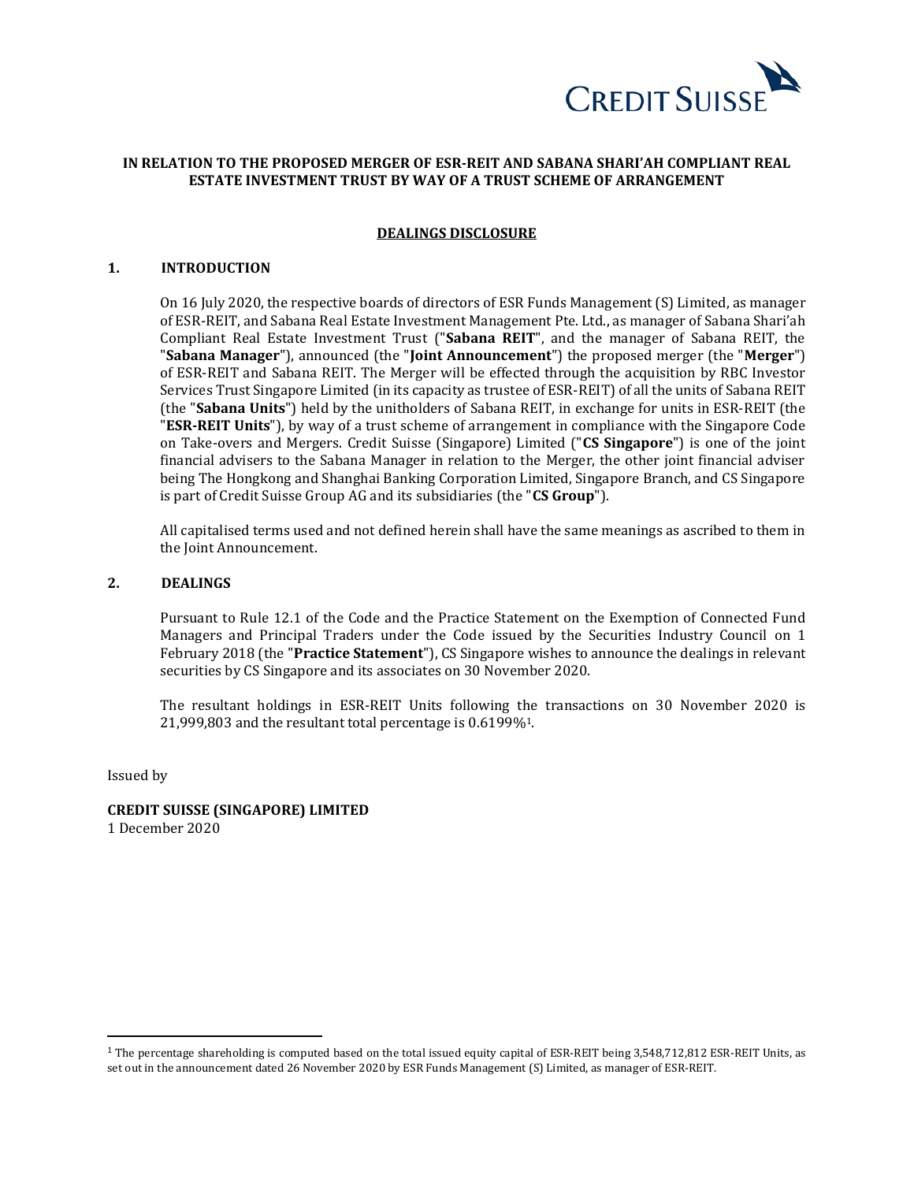**IN RELATION TO THE PROPOSED MERGER OF ESR-REIT AND SABANA SHARI'AH COMPLIANT REAL ESTATE INVESTMENT TRUST BY WAY OF A TRUST SCHEME OF ARRANGEMENT**

**DEALINGS DISCLOSURE**

## 1. INTRODUCTION

On 16 July 2020, the respective boards of directors of ESR Funds Management (S) Limited, as manager of ESR-REIT, and Sabana Real Estate Investment Management Pte. Ltd., as manager of Sabana Shari'ah Compliant Real Estate Investment Trust ("**Sabana REIT**", and the manager of Sabana REIT, the "**Sabana Manager**"), announced (the "**Joint Announcement**") the proposed merger (the "**Merger**") of ESR-REIT and Sabana REIT. The Merger will be effected through the acquisition by RBC Investor Services Trust Singapore Limited (in its capacity as trustee of ESR-REIT) of all the units of Sabana REIT (the "**Sabana Units**") held by the unitholders of Sabana REIT, in exchange for units in ESR-REIT (the "**ESR-REIT Units**"), by way of a trust scheme of arrangement in compliance with the Singapore Code on Take-overs and Mergers. Credit Suisse (Singapore) Limited ("**CS Singapore**") is one of the joint financial advisers to the Sabana Manager in relation to the Merger, the other joint financial adviser being The Hongkong and Shanghai Banking Corporation Limited, Singapore Branch, and CS Singapore is part of Credit Suisse Group AG and its subsidiaries (the "**CS Group**").

All capitalised terms used and not defined herein shall have the same meanings as ascribed to them in the Joint Announcement.

## 2. DEALINGS

Pursuant to Rule 12.1 of the Code and the Practice Statement on the Exemption of Connected Fund Managers and Principal Traders under the Code issued by the Securities Industry Council on 1 February 2018 (the "**Practice Statement**"), CS Singapore wishes to announce the dealings in relevant securities by CS Singapore and its associates on 30 November 2020.

The resultant holdings in ESR-REIT Units following the transactions on 30 November 2020 is 21,999,803 and the resultant total percentage is 0.6199%[1].

Issued by

**CREDIT SUISSE (SINGAPORE) LIMITED**
1 December 2020

---

[1] The percentage shareholding is computed based on the total issued equity capital of ESR-REIT being 3,548,712,812 ESR-REIT Units, as set out in the announcement dated 26 November 2020 by ESR Funds Management (S) Limited, as manager of ESR-REIT.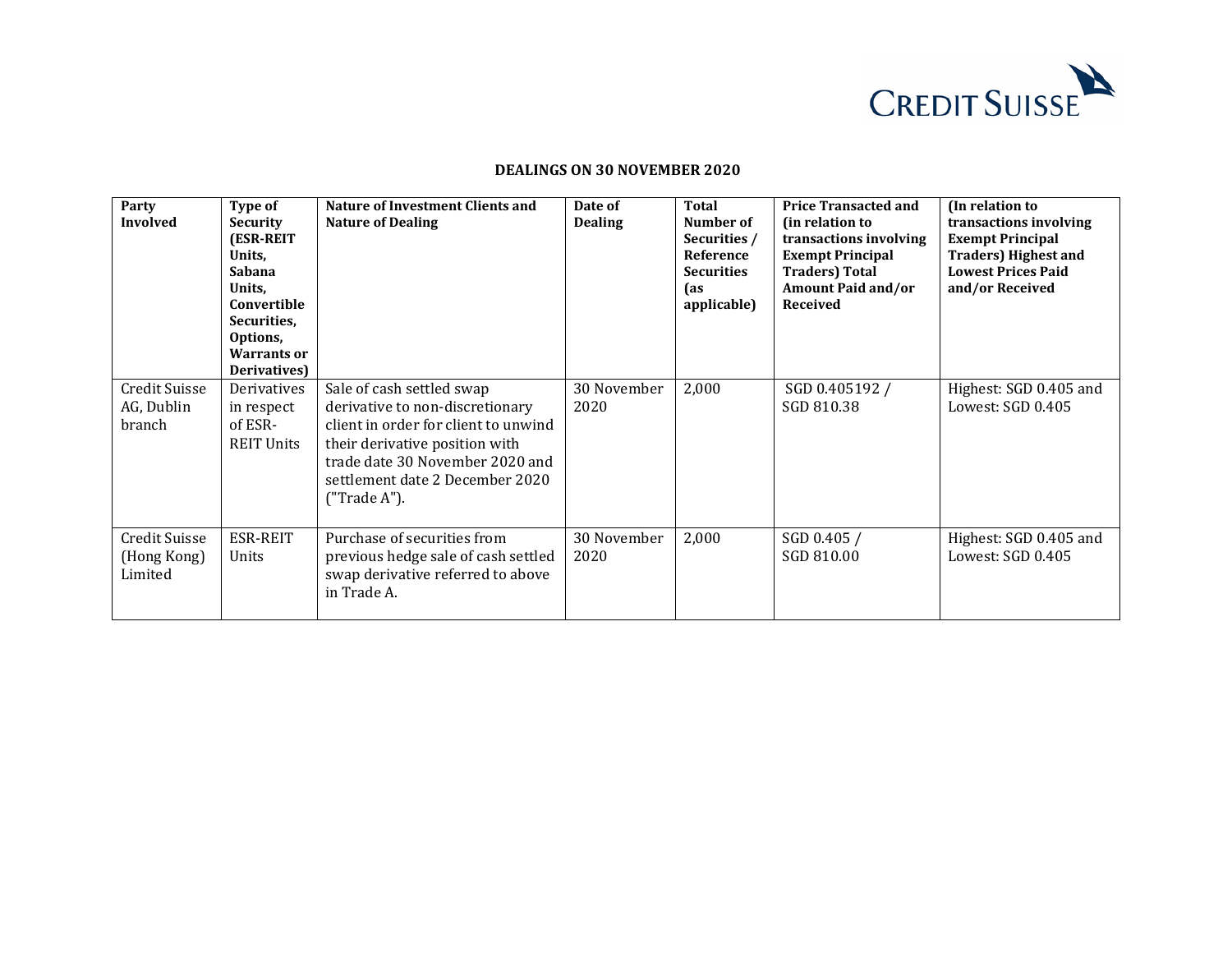**DEALINGS ON 30 NOVEMBER 2020**

| Party Involved | Type of Security (ESR-REIT Units, Sabana Units, Convertible Securities, Options, Warrants or Derivatives) | Nature of Investment Clients and Nature of Dealing | Date of Dealing | Total Number of Securities / Reference Securities (as applicable) | Price Transacted and (in relation to transactions involving Exempt Principal Traders) Total Amount Paid and/or Received | (In relation to transactions involving Exempt Principal Traders) Highest and Lowest Prices Paid and/or Received |
|---|---|---|---|---|---|---|
| Credit Suisse AG, Dublin branch | Derivatives in respect of ESR-REIT Units | Sale of cash settled swap derivative to non-discretionary client in order for client to unwind their derivative position with trade date 30 November 2020 and settlement date 2 December 2020 ("Trade A"). | 30 November 2020 | 2,000 | SGD 0.405192 / SGD 810.38 | Highest: SGD 0.405 and Lowest: SGD 0.405 |
| Credit Suisse (Hong Kong) Limited | ESR-REIT Units | Purchase of securities from previous hedge sale of cash settled swap derivative referred to above in Trade A. | 30 November 2020 | 2,000 | SGD 0.405 / SGD 810.00 | Highest: SGD 0.405 and Lowest: SGD 0.405 |